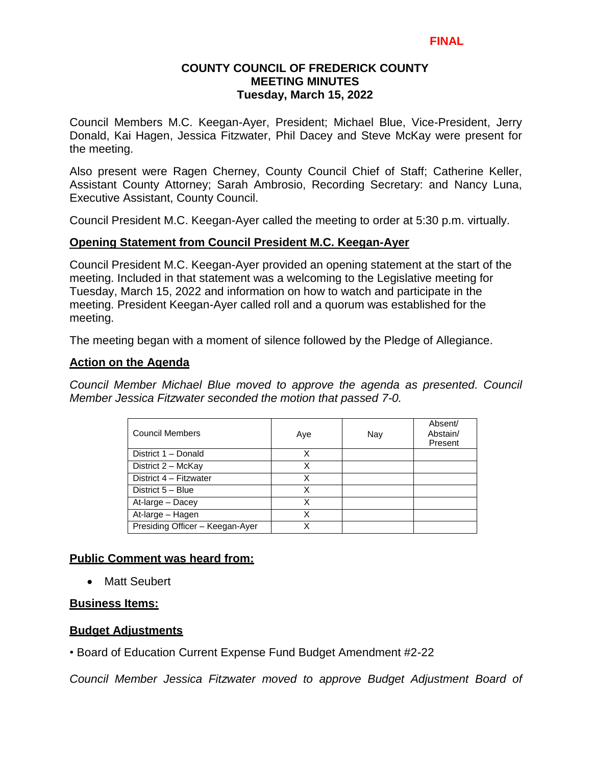**FINAL**

# COUNTY COUNCIL OF FREDERICK COUNTY
## MEETING MINUTES
### Tuesday, March 15, 2022

Council Members M.C. Keegan-Ayer, President; Michael Blue, Vice-President, Jerry Donald, Kai Hagen, Jessica Fitzwater, Phil Dacey and Steve McKay were present for the meeting.

Also present were Ragen Cherney, County Council Chief of Staff; Catherine Keller, Assistant County Attorney; Sarah Ambrosio, Recording Secretary: and Nancy Luna, Executive Assistant, County Council.

Council President M.C. Keegan-Ayer called the meeting to order at 5:30 p.m. virtually.

**Opening Statement from Council President M.C. Keegan-Ayer**

Council President M.C. Keegan-Ayer provided an opening statement at the start of the meeting. Included in that statement was a welcoming to the Legislative meeting for Tuesday, March 15, 2022 and information on how to watch and participate in the meeting. President Keegan-Ayer called roll and a quorum was established for the meeting.

The meeting began with a moment of silence followed by the Pledge of Allegiance.

**Action on the Agenda**

*Council Member Michael Blue moved to approve the agenda as presented. Council Member Jessica Fitzwater seconded the motion that passed 7-0.*

| Council Members | Aye | Nay | Absent/ Abstain/ Present |
|---|---|---|---|
| District 1 – Donald | X | | |
| District 2 – McKay | X | | |
| District 4 – Fitzwater | X | | |
| District 5 – Blue | X | | |
| At-large – Dacey | X | | |
| At-large – Hagen | X | | |
| Presiding Officer – Keegan-Ayer | X | | |

**Public Comment was heard from:**

- Matt Seubert

**Business Items:**

**Budget Adjustments**

• Board of Education Current Expense Fund Budget Amendment #2-22

*Council Member Jessica Fitzwater moved to approve Budget Adjustment Board of*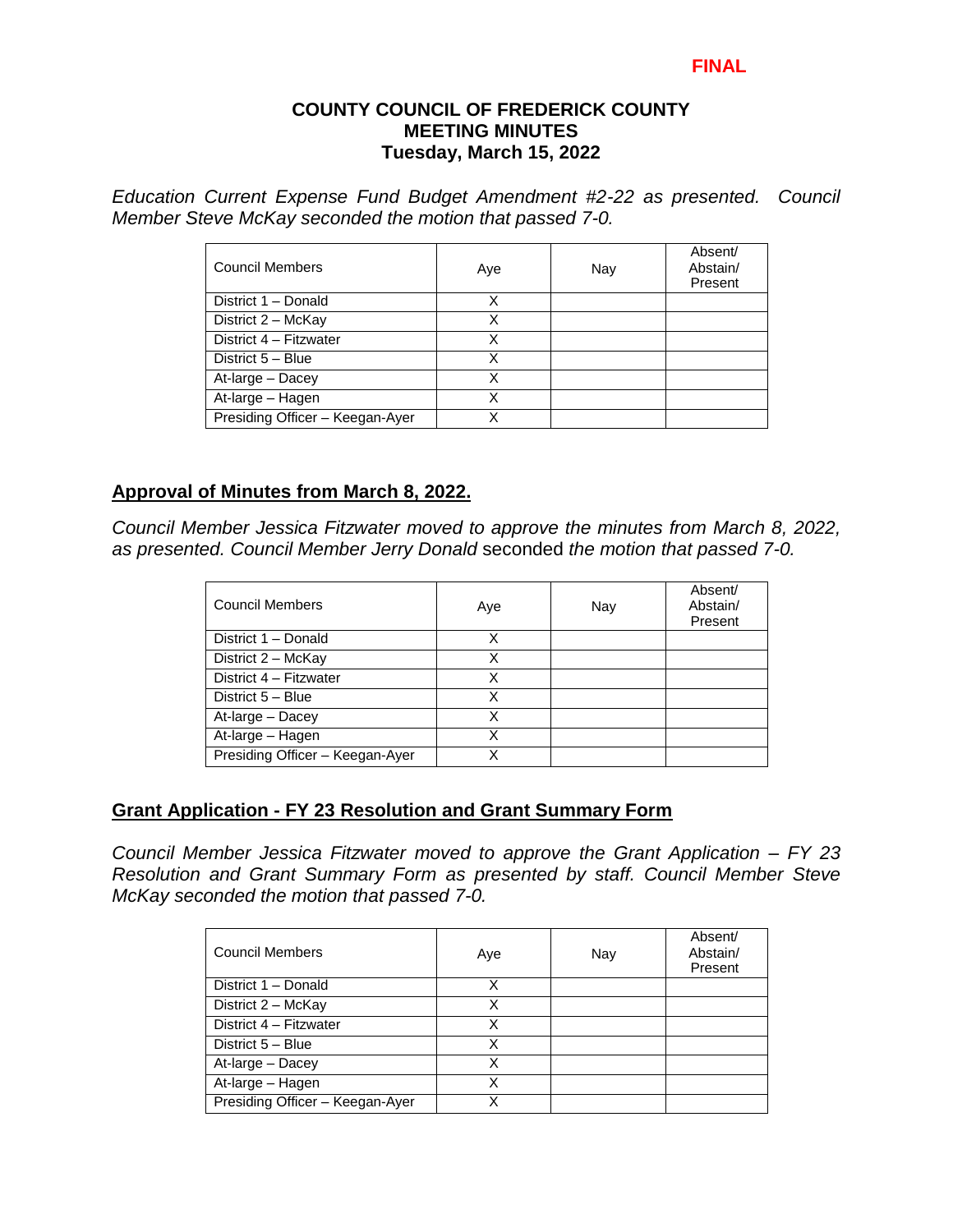**FINAL**

**COUNTY COUNCIL OF FREDERICK COUNTY**
**MEETING MINUTES**
**Tuesday, March 15, 2022**

*Education Current Expense Fund Budget Amendment #2-22 as presented. Council Member Steve McKay seconded the motion that passed 7-0.*

| Council Members | Aye | Nay | Absent/ Abstain/ Present |
|---|---|---|---|
| District 1 – Donald | X | | |
| District 2 – McKay | X | | |
| District 4 – Fitzwater | X | | |
| District 5 – Blue | X | | |
| At-large – Dacey | X | | |
| At-large – Hagen | X | | |
| Presiding Officer – Keegan-Ayer | X | | |

## Approval of Minutes from March 8, 2022.

*Council Member Jessica Fitzwater moved to approve the minutes from March 8, 2022, as presented. Council Member Jerry Donald* seconded *the motion that passed 7-0.*

| Council Members | Aye | Nay | Absent/ Abstain/ Present |
|---|---|---|---|
| District 1 – Donald | X | | |
| District 2 – McKay | X | | |
| District 4 – Fitzwater | X | | |
| District 5 – Blue | X | | |
| At-large – Dacey | X | | |
| At-large – Hagen | X | | |
| Presiding Officer – Keegan-Ayer | X | | |

## Grant Application - FY 23 Resolution and Grant Summary Form

*Council Member Jessica Fitzwater moved to approve the Grant Application – FY 23 Resolution and Grant Summary Form as presented by staff. Council Member Steve McKay seconded the motion that passed 7-0.*

| Council Members | Aye | Nay | Absent/ Abstain/ Present |
|---|---|---|---|
| District 1 – Donald | X | | |
| District 2 – McKay | X | | |
| District 4 – Fitzwater | X | | |
| District 5 – Blue | X | | |
| At-large – Dacey | X | | |
| At-large – Hagen | X | | |
| Presiding Officer – Keegan-Ayer | X | | |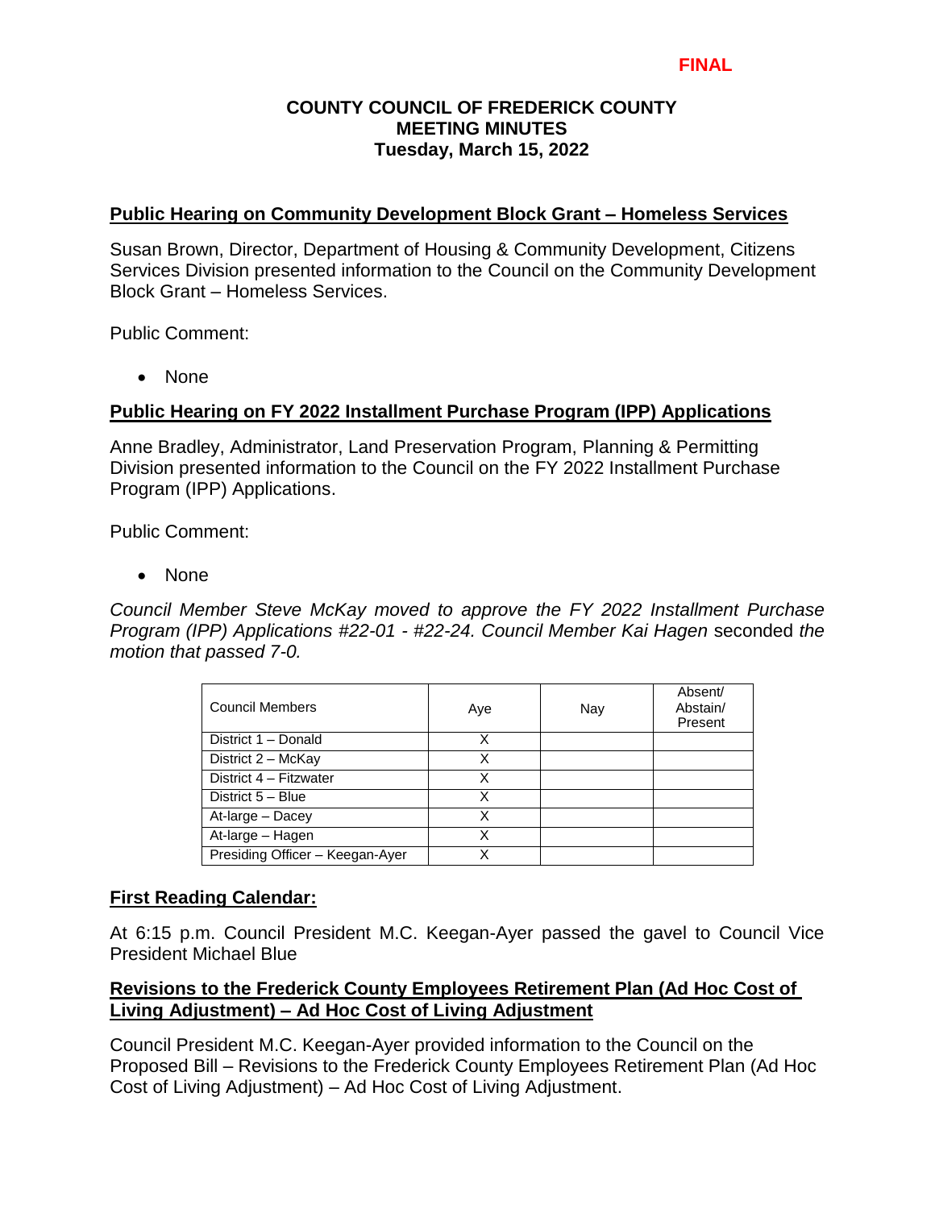FINAL

# COUNTY COUNCIL OF FREDERICK COUNTY
# MEETING MINUTES
# Tuesday, March 15, 2022

**Public Hearing on Community Development Block Grant – Homeless Services**

Susan Brown, Director, Department of Housing & Community Development, Citizens Services Division presented information to the Council on the Community Development Block Grant – Homeless Services.

Public Comment:

- None

**Public Hearing on FY 2022 Installment Purchase Program (IPP) Applications**

Anne Bradley, Administrator, Land Preservation Program, Planning & Permitting Division presented information to the Council on the FY 2022 Installment Purchase Program (IPP) Applications.

Public Comment:

- None

*Council Member Steve McKay moved to approve the FY 2022 Installment Purchase Program (IPP) Applications #22-01 - #22-24. Council Member Kai Hagen* seconded *the motion that passed 7-0.*

| Council Members | Aye | Nay | Absent/ Abstain/ Present |
|---|---|---|---|
| District 1 – Donald | X | | |
| District 2 – McKay | X | | |
| District 4 – Fitzwater | X | | |
| District 5 – Blue | X | | |
| At-large – Dacey | X | | |
| At-large – Hagen | X | | |
| Presiding Officer – Keegan-Ayer | X | | |

**First Reading Calendar:**

At 6:15 p.m. Council President M.C. Keegan-Ayer passed the gavel to Council Vice President Michael Blue

**Revisions to the Frederick County Employees Retirement Plan (Ad Hoc Cost of Living Adjustment) – Ad Hoc Cost of Living Adjustment**

Council President M.C. Keegan-Ayer provided information to the Council on the Proposed Bill – Revisions to the Frederick County Employees Retirement Plan (Ad Hoc Cost of Living Adjustment) – Ad Hoc Cost of Living Adjustment.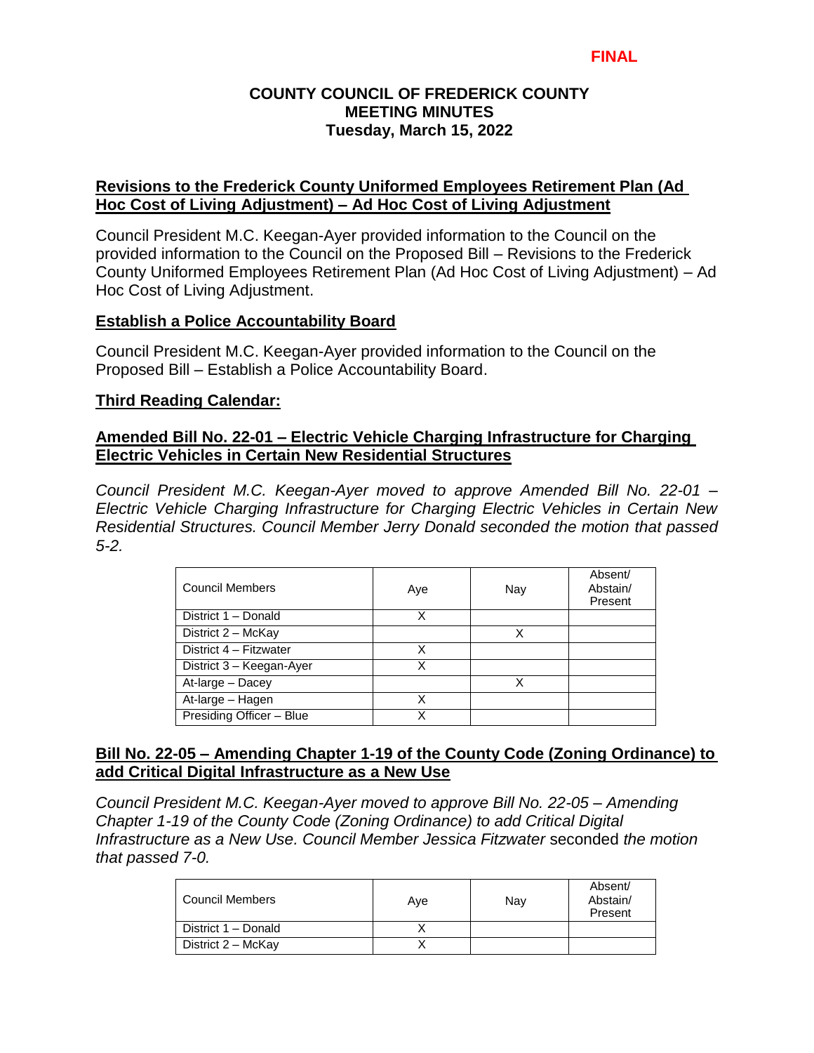FINAL

## Revisions to the Frederick County Uniformed Employees Retirement Plan (Ad Hoc Cost of Living Adjustment) – Ad Hoc Cost of Living Adjustment

Council President M.C. Keegan-Ayer provided information to the Council on the provided information to the Council on the Proposed Bill – Revisions to the Frederick County Uniformed Employees Retirement Plan (Ad Hoc Cost of Living Adjustment) – Ad Hoc Cost of Living Adjustment.

## Establish a Police Accountability Board

Council President M.C. Keegan-Ayer provided information to the Council on the Proposed Bill – Establish a Police Accountability Board.

## Third Reading Calendar:

## Amended Bill No. 22-01 – Electric Vehicle Charging Infrastructure for Charging Electric Vehicles in Certain New Residential Structures

*Council President M.C. Keegan-Ayer moved to approve Amended Bill No. 22-01 – Electric Vehicle Charging Infrastructure for Charging Electric Vehicles in Certain New Residential Structures. Council Member Jerry Donald seconded the motion that passed 5-2.*

| Council Members | Aye | Nay | Absent/ Abstain/ Present |
|---|---|---|---|
| District 1 – Donald | X | | |
| District 2 – McKay | | X | |
| District 4 – Fitzwater | X | | |
| District 3 – Keegan-Ayer | X | | |
| At-large – Dacey | | X | |
| At-large – Hagen | X | | |
| Presiding Officer – Blue | X | | |

## Bill No. 22-05 – Amending Chapter 1-19 of the County Code (Zoning Ordinance) to add Critical Digital Infrastructure as a New Use

*Council President M.C. Keegan-Ayer moved to approve Bill No. 22-05 – Amending Chapter 1-19 of the County Code (Zoning Ordinance) to add Critical Digital Infrastructure as a New Use. Council Member Jessica Fitzwater* seconded *the motion that passed 7-0.*

| Council Members | Aye | Nay | Absent/ Abstain/ Present |
|---|---|---|---|
| District 1 – Donald | X | | |
| District 2 – McKay | X | | |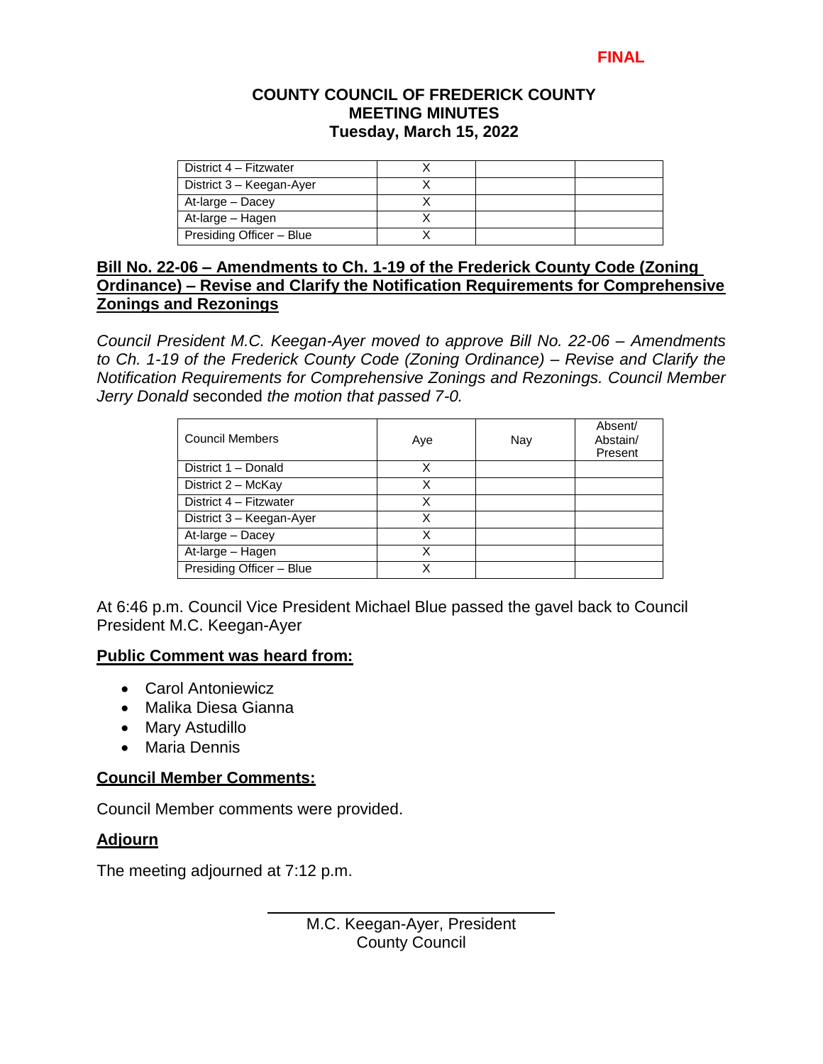FINAL

**COUNTY COUNCIL OF FREDERICK COUNTY**
**MEETING MINUTES**
**Tuesday, March 15, 2022**

| | | | |
|---|---|---|---|
| District 4 – Fitzwater | X | | |
| District 3 – Keegan-Ayer | X | | |
| At-large – Dacey | X | | |
| At-large – Hagen | X | | |
| Presiding Officer – Blue | X | | |

**Bill No. 22-06 – Amendments to Ch. 1-19 of the Frederick County Code (Zoning Ordinance) – Revise and Clarify the Notification Requirements for Comprehensive Zonings and Rezonings**

*Council President M.C. Keegan-Ayer moved to approve Bill No. 22-06 – Amendments to Ch. 1-19 of the Frederick County Code (Zoning Ordinance) – Revise and Clarify the Notification Requirements for Comprehensive Zonings and Rezonings. Council Member Jerry Donald* seconded *the motion that passed 7-0.*

| Council Members | Aye | Nay | Absent/ Abstain/ Present |
|---|---|---|---|
| District 1 – Donald | X | | |
| District 2 – McKay | X | | |
| District 4 – Fitzwater | X | | |
| District 3 – Keegan-Ayer | X | | |
| At-large – Dacey | X | | |
| At-large – Hagen | X | | |
| Presiding Officer – Blue | X | | |

At 6:46 p.m. Council Vice President Michael Blue passed the gavel back to Council President M.C. Keegan-Ayer

**Public Comment was heard from:**

- Carol Antoniewicz
- Malika Diesa Gianna
- Mary Astudillo
- Maria Dennis

**Council Member Comments:**

Council Member comments were provided.

**Adjourn**

The meeting adjourned at 7:12 p.m.

M.C. Keegan-Ayer, President
County Council